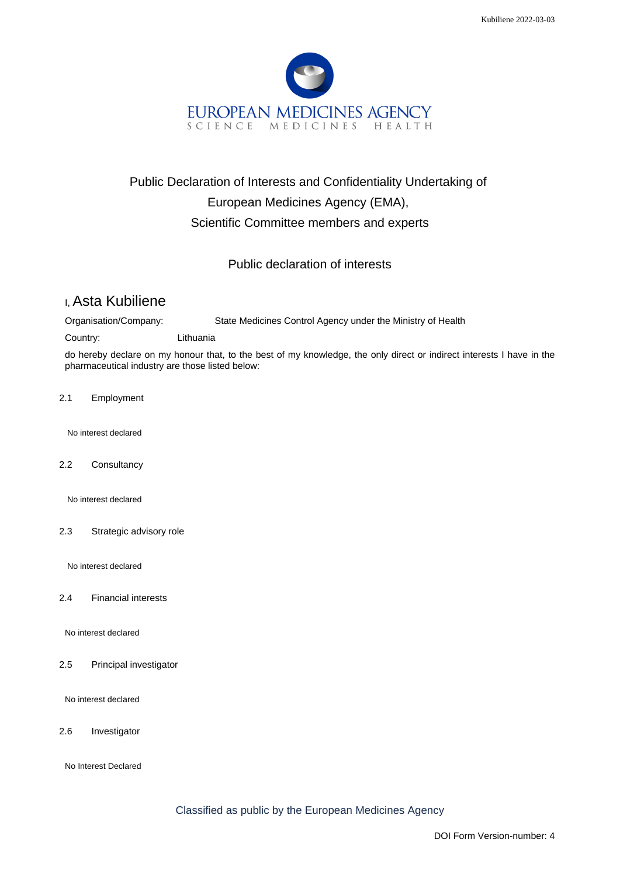EUROPEAN MEDICINES AGENCY
SCIENCE MEDICINES HEALTH

# Public Declaration of Interests and Confidentiality Undertaking of European Medicines Agency (EMA), Scientific Committee members and experts

## Public declaration of interests

I, Asta Kubiliene

Organisation/Company: State Medicines Control Agency under the Ministry of Health

Country: Lithuania

do hereby declare on my honour that, to the best of my knowledge, the only direct or indirect interests I have in the pharmaceutical industry are those listed below:

2.1 Employment

No interest declared

2.2 Consultancy

No interest declared

2.3 Strategic advisory role

No interest declared

2.4 Financial interests

No interest declared

2.5 Principal investigator

No interest declared

2.6 Investigator

No Interest Declared

Classified as public by the European Medicines Agency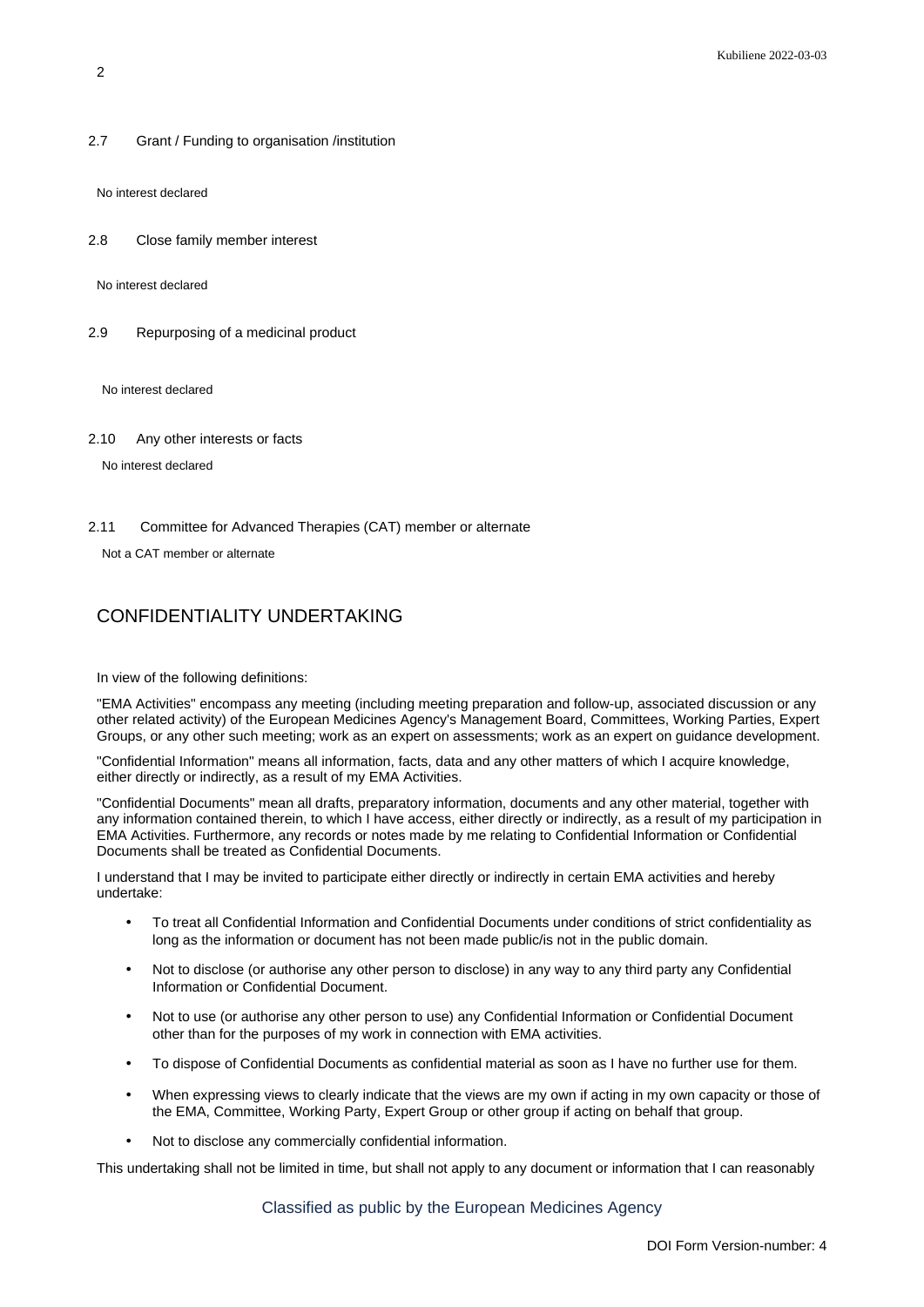2.7 Grant / Funding to organisation /institution

No interest declared

2.8 Close family member interest

No interest declared

2.9 Repurposing of a medicinal product

No interest declared

2.10 Any other interests or facts

No interest declared

2.11 Committee for Advanced Therapies (CAT) member or alternate

Not a CAT member or alternate

## CONFIDENTIALITY UNDERTAKING

In view of the following definitions:

"EMA Activities" encompass any meeting (including meeting preparation and follow-up, associated discussion or any other related activity) of the European Medicines Agency's Management Board, Committees, Working Parties, Expert Groups, or any other such meeting; work as an expert on assessments; work as an expert on guidance development.

"Confidential Information" means all information, facts, data and any other matters of which I acquire knowledge, either directly or indirectly, as a result of my EMA Activities.

"Confidential Documents" mean all drafts, preparatory information, documents and any other material, together with any information contained therein, to which I have access, either directly or indirectly, as a result of my participation in EMA Activities. Furthermore, any records or notes made by me relating to Confidential Information or Confidential Documents shall be treated as Confidential Documents.

I understand that I may be invited to participate either directly or indirectly in certain EMA activities and hereby undertake:

- To treat all Confidential Information and Confidential Documents under conditions of strict confidentiality as long as the information or document has not been made public/is not in the public domain.
- Not to disclose (or authorise any other person to disclose) in any way to any third party any Confidential Information or Confidential Document.
- Not to use (or authorise any other person to use) any Confidential Information or Confidential Document other than for the purposes of my work in connection with EMA activities.
- To dispose of Confidential Documents as confidential material as soon as I have no further use for them.
- When expressing views to clearly indicate that the views are my own if acting in my own capacity or those of the EMA, Committee, Working Party, Expert Group or other group if acting on behalf that group.
- Not to disclose any commercially confidential information.

This undertaking shall not be limited in time, but shall not apply to any document or information that I can reasonably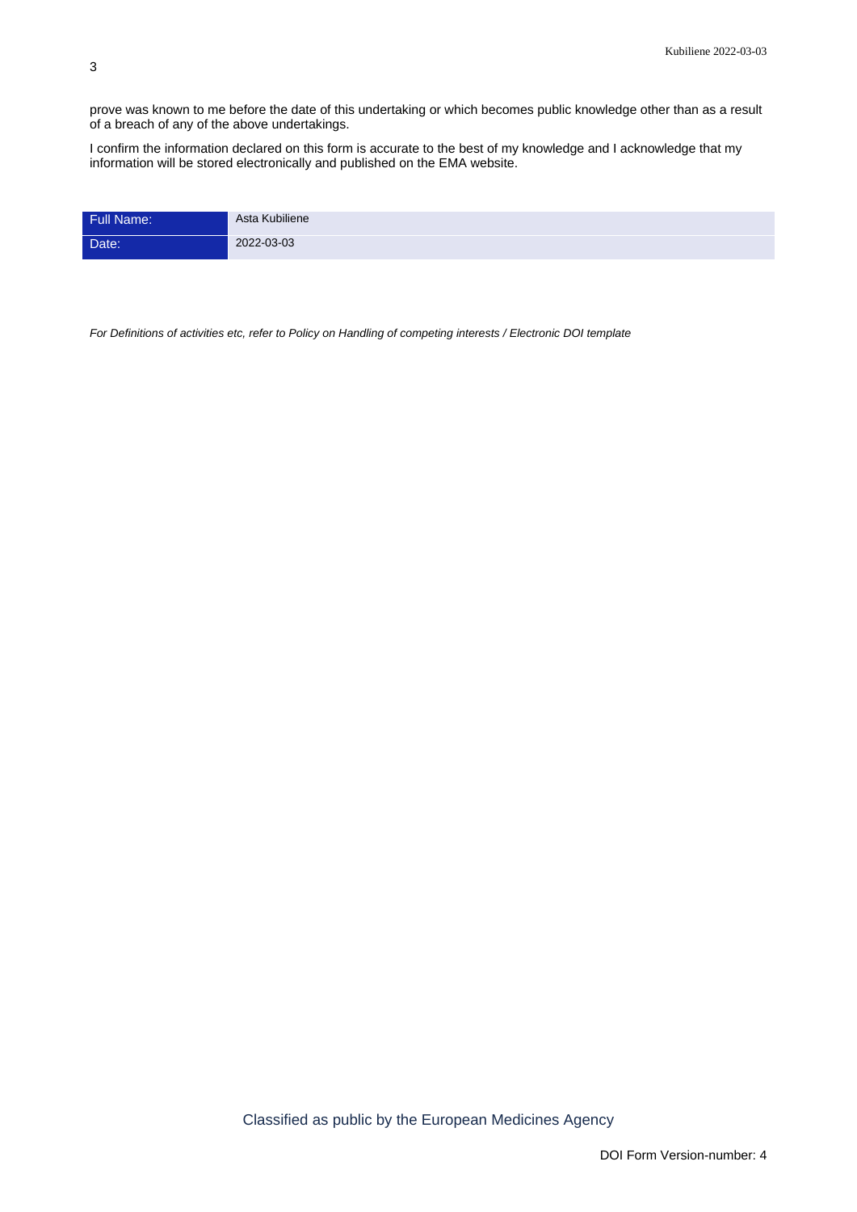prove was known to me before the date of this undertaking or which becomes public knowledge other than as a result of a breach of any of the above undertakings.

I confirm the information declared on this form is accurate to the best of my knowledge and I acknowledge that my information will be stored electronically and published on the EMA website.

| | |
|---|---|
| Full Name: | Asta Kubiliene |
| Date: | 2022-03-03 |

*For Definitions of activities etc, refer to Policy on Handling of competing interests / Electronic DOI template*

Classified as public by the European Medicines Agency

DOI Form Version-number: 4